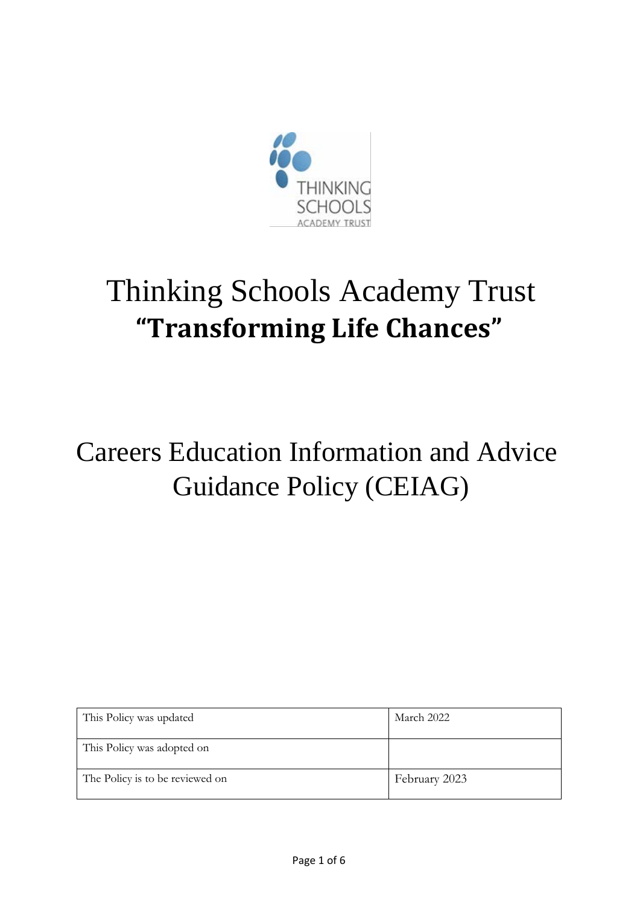# Thinking Schools Academy Trust

**"Transforming Life Chances"**

# Careers Education Information and Advice Guidance Policy (CEIAG)

| This Policy was updated | March 2022 |
| --- | --- |
| This Policy was adopted on | |
| The Policy is to be reviewed on | February 2023 |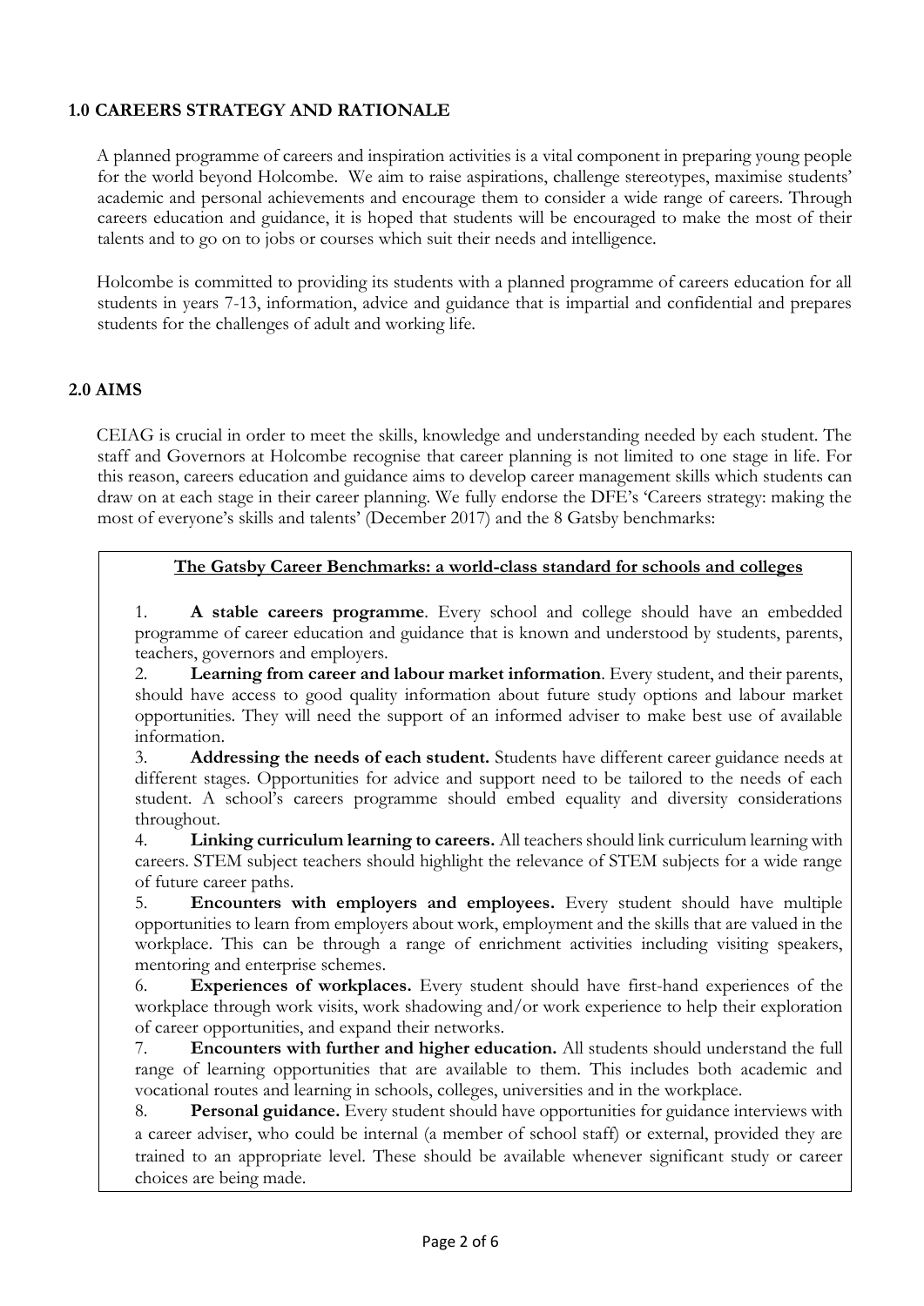## 1.0 CAREERS STRATEGY AND RATIONALE

A planned programme of careers and inspiration activities is a vital component in preparing young people for the world beyond Holcombe. We aim to raise aspirations, challenge stereotypes, maximise students' academic and personal achievements and encourage them to consider a wide range of careers. Through careers education and guidance, it is hoped that students will be encouraged to make the most of their talents and to go on to jobs or courses which suit their needs and intelligence.

Holcombe is committed to providing its students with a planned programme of careers education for all students in years 7-13, information, advice and guidance that is impartial and confidential and prepares students for the challenges of adult and working life.

## 2.0 AIMS

CEIAG is crucial in order to meet the skills, knowledge and understanding needed by each student. The staff and Governors at Holcombe recognise that career planning is not limited to one stage in life. For this reason, careers education and guidance aims to develop career management skills which students can draw on at each stage in their career planning. We fully endorse the DFE's 'Careers strategy: making the most of everyone's skills and talents' (December 2017) and the 8 Gatsby benchmarks:

**The Gatsby Career Benchmarks: a world-class standard for schools and colleges**

1. **A stable careers programme**. Every school and college should have an embedded programme of career education and guidance that is known and understood by students, parents, teachers, governors and employers.
2. **Learning from career and labour market information**. Every student, and their parents, should have access to good quality information about future study options and labour market opportunities. They will need the support of an informed adviser to make best use of available information.
3. **Addressing the needs of each student.** Students have different career guidance needs at different stages. Opportunities for advice and support need to be tailored to the needs of each student. A school's careers programme should embed equality and diversity considerations throughout.
4. **Linking curriculum learning to careers.** All teachers should link curriculum learning with careers. STEM subject teachers should highlight the relevance of STEM subjects for a wide range of future career paths.
5. **Encounters with employers and employees.** Every student should have multiple opportunities to learn from employers about work, employment and the skills that are valued in the workplace. This can be through a range of enrichment activities including visiting speakers, mentoring and enterprise schemes.
6. **Experiences of workplaces.** Every student should have first-hand experiences of the workplace through work visits, work shadowing and/or work experience to help their exploration of career opportunities, and expand their networks.
7. **Encounters with further and higher education.** All students should understand the full range of learning opportunities that are available to them. This includes both academic and vocational routes and learning in schools, colleges, universities and in the workplace.
8. **Personal guidance.** Every student should have opportunities for guidance interviews with a career adviser, who could be internal (a member of school staff) or external, provided they are trained to an appropriate level. These should be available whenever significant study or career choices are being made.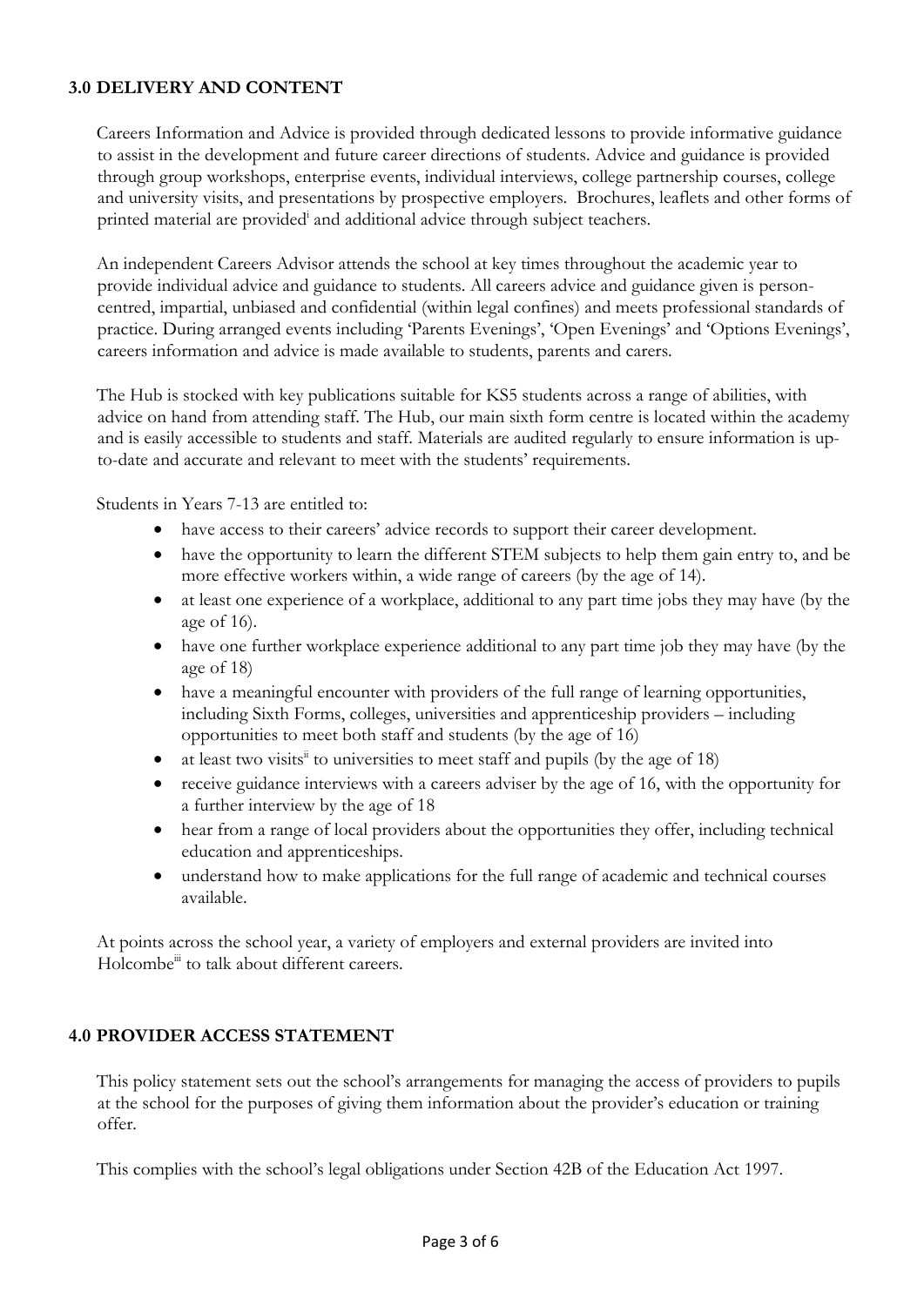## 3.0 DELIVERY AND CONTENT

Careers Information and Advice is provided through dedicated lessons to provide informative guidance to assist in the development and future career directions of students. Advice and guidance is provided through group workshops, enterprise events, individual interviews, college partnership courses, college and university visits, and presentations by prospective employers. Brochures, leaflets and other forms of printed material are provided[i] and additional advice through subject teachers.

An independent Careers Advisor attends the school at key times throughout the academic year to provide individual advice and guidance to students. All careers advice and guidance given is person-centred, impartial, unbiased and confidential (within legal confines) and meets professional standards of practice. During arranged events including 'Parents Evenings', 'Open Evenings' and 'Options Evenings', careers information and advice is made available to students, parents and carers.

The Hub is stocked with key publications suitable for KS5 students across a range of abilities, with advice on hand from attending staff. The Hub, our main sixth form centre is located within the academy and is easily accessible to students and staff. Materials are audited regularly to ensure information is up-to-date and accurate and relevant to meet with the students' requirements.

Students in Years 7-13 are entitled to:

- have access to their careers' advice records to support their career development.
- have the opportunity to learn the different STEM subjects to help them gain entry to, and be more effective workers within, a wide range of careers (by the age of 14).
- at least one experience of a workplace, additional to any part time jobs they may have (by the age of 16).
- have one further workplace experience additional to any part time job they may have (by the age of 18)
- have a meaningful encounter with providers of the full range of learning opportunities, including Sixth Forms, colleges, universities and apprenticeship providers – including opportunities to meet both staff and students (by the age of 16)
- at least two visits[ii] to universities to meet staff and pupils (by the age of 18)
- receive guidance interviews with a careers adviser by the age of 16, with the opportunity for a further interview by the age of 18
- hear from a range of local providers about the opportunities they offer, including technical education and apprenticeships.
- understand how to make applications for the full range of academic and technical courses available.

At points across the school year, a variety of employers and external providers are invited into Holcombe[iii] to talk about different careers.

## 4.0 PROVIDER ACCESS STATEMENT

This policy statement sets out the school's arrangements for managing the access of providers to pupils at the school for the purposes of giving them information about the provider's education or training offer.

This complies with the school's legal obligations under Section 42B of the Education Act 1997.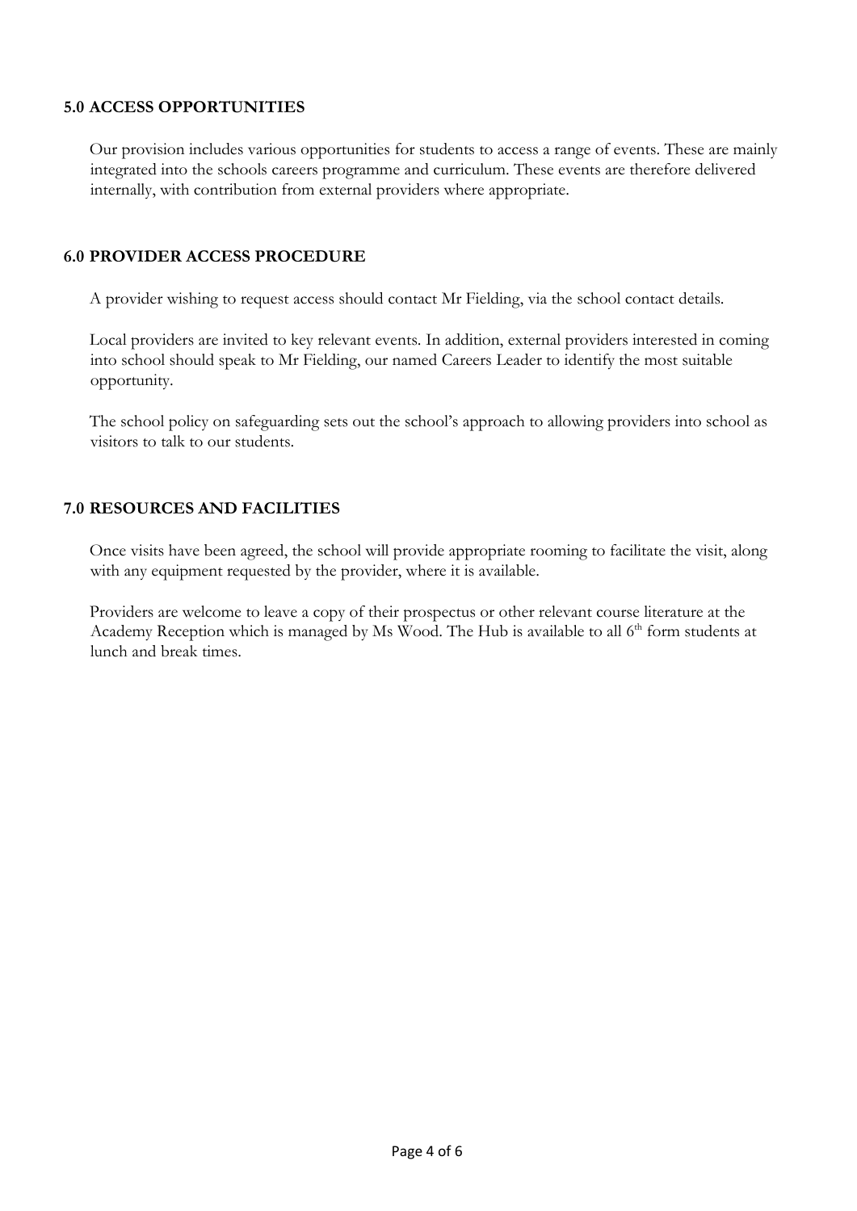## 5.0 ACCESS OPPORTUNITIES

Our provision includes various opportunities for students to access a range of events. These are mainly integrated into the schools careers programme and curriculum. These events are therefore delivered internally, with contribution from external providers where appropriate.

## 6.0 PROVIDER ACCESS PROCEDURE

A provider wishing to request access should contact Mr Fielding, via the school contact details.

Local providers are invited to key relevant events. In addition, external providers interested in coming into school should speak to Mr Fielding, our named Careers Leader to identify the most suitable opportunity.

The school policy on safeguarding sets out the school's approach to allowing providers into school as visitors to talk to our students.

## 7.0 RESOURCES AND FACILITIES

Once visits have been agreed, the school will provide appropriate rooming to facilitate the visit, along with any equipment requested by the provider, where it is available.

Providers are welcome to leave a copy of their prospectus or other relevant course literature at the Academy Reception which is managed by Ms Wood. The Hub is available to all 6th form students at lunch and break times.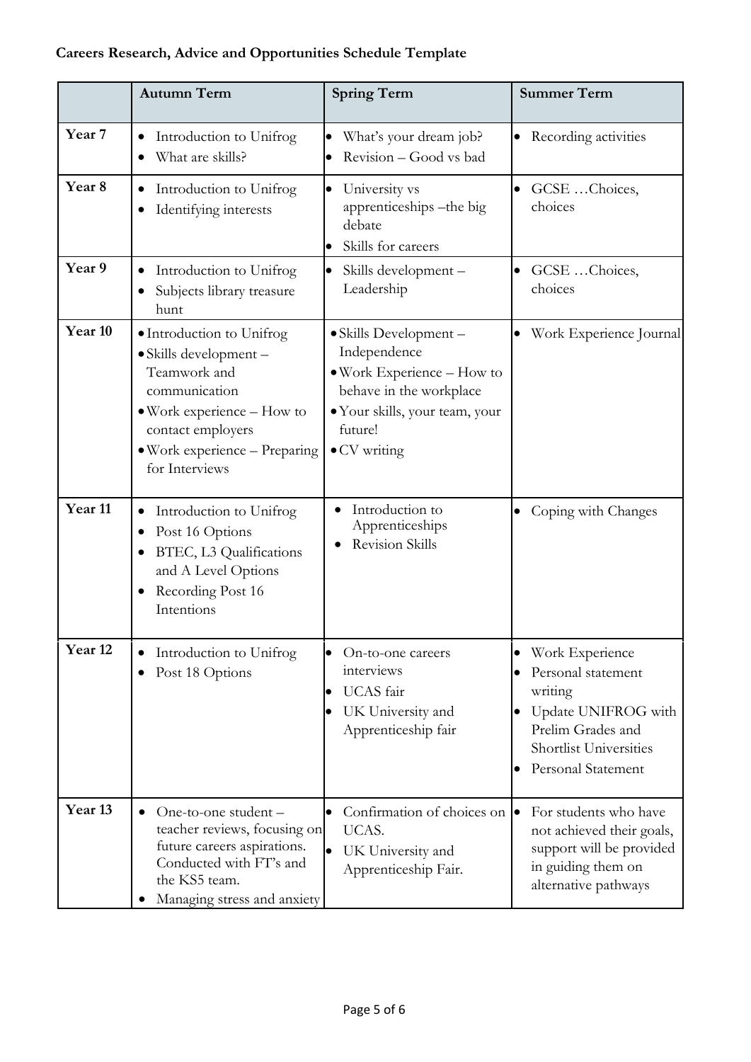**Careers Research, Advice and Opportunities Schedule Template**

| | Autumn Term | Spring Term | Summer Term |
|---|---|---|---|
| **Year 7** | • Introduction to Unifrog<br>• What are skills? | • What's your dream job?<br>• Revision – Good vs bad | • Recording activities |
| **Year 8** | • Introduction to Unifrog<br>• Identifying interests | • University vs apprenticeships –the big debate<br>• Skills for careers | • GCSE …Choices, choices |
| **Year 9** | • Introduction to Unifrog<br>• Subjects library treasure hunt | • Skills development – Leadership | • GCSE …Choices, choices |
| **Year 10** | • Introduction to Unifrog<br>• Skills development – Teamwork and communication<br>• Work experience – How to contact employers<br>• Work experience – Preparing for Interviews | • Skills Development – Independence<br>• Work Experience – How to behave in the workplace<br>• Your skills, your team, your future!<br>• CV writing | • Work Experience Journal |
| **Year 11** | • Introduction to Unifrog<br>• Post 16 Options<br>• BTEC, L3 Qualifications and A Level Options<br>• Recording Post 16 Intentions | • Introduction to Apprenticeships<br>• Revision Skills | • Coping with Changes |
| **Year 12** | • Introduction to Unifrog<br>• Post 18 Options | • On-to-one careers interviews<br>• UCAS fair<br>• UK University and Apprenticeship fair | • Work Experience<br>• Personal statement writing<br>• Update UNIFROG with Prelim Grades and Shortlist Universities<br>• Personal Statement |
| **Year 13** | • One-to-one student – teacher reviews, focusing on future careers aspirations. Conducted with FT's and the KS5 team.<br>• Managing stress and anxiety | • Confirmation of choices on UCAS.<br>• UK University and Apprenticeship Fair. | • For students who have not achieved their goals, support will be provided in guiding them on alternative pathways |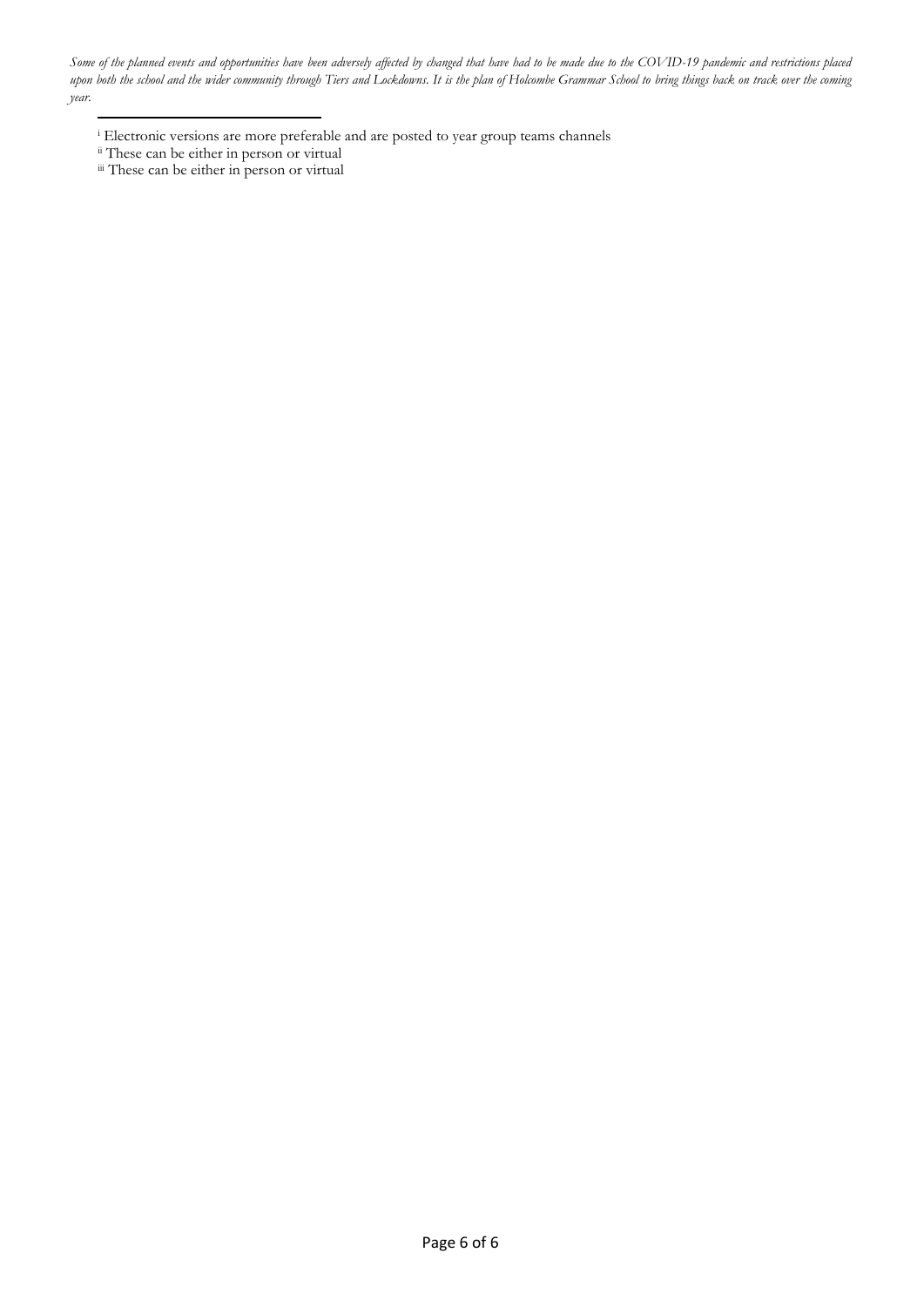*Some of the planned events and opportunities have been adversely affected by changed that have had to be made due to the COVID-19 pandemic and restrictions placed upon both the school and the wider community through Tiers and Lockdowns. It is the plan of Holcombe Grammar School to bring things back on track over the coming year.*

---

[i] Electronic versions are more preferable and are posted to year group teams channels

[ii] These can be either in person or virtual

[iii] These can be either in person or virtual